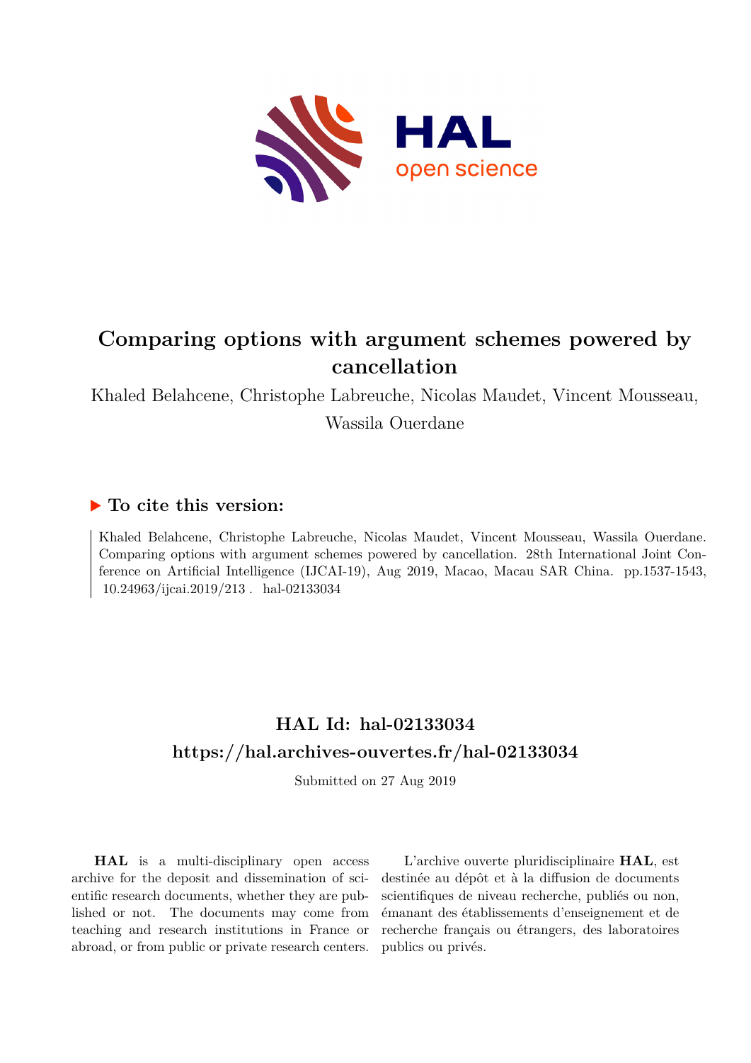# Comparing options with argument schemes powered by cancellation

Khaled Belahcene, Christophe Labreuche, Nicolas Maudet, Vincent Mousseau, Wassila Ouerdane

## ▶ To cite this version:

Khaled Belahcene, Christophe Labreuche, Nicolas Maudet, Vincent Mousseau, Wassila Ouerdane. Comparing options with argument schemes powered by cancellation. 28th International Joint Conference on Artificial Intelligence (IJCAI-19), Aug 2019, Macao, Macau SAR China. pp.1537-1543, 10.24963/ijcai.2019/213 . hal-02133034

## HAL Id: hal-02133034

## https://hal.archives-ouvertes.fr/hal-02133034

Submitted on 27 Aug 2019

**HAL** is a multi-disciplinary open access archive for the deposit and dissemination of scientific research documents, whether they are published or not. The documents may come from teaching and research institutions in France or abroad, or from public or private research centers.

L'archive ouverte pluridisciplinaire **HAL**, est destinée au dépôt et à la diffusion de documents scientifiques de niveau recherche, publiés ou non, émanant des établissements d'enseignement et de recherche français ou étrangers, des laboratoires publics ou privés.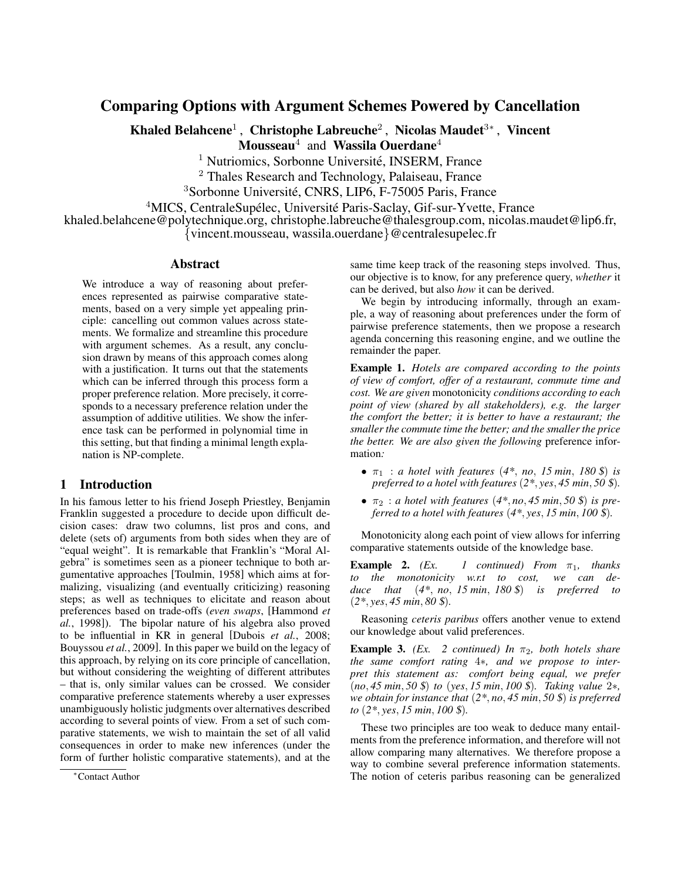# Comparing Options with Argument Schemes Powered by Cancellation

**Khaled Belahcene**[1] , **Christophe Labreuche**[2] , **Nicolas Maudet**[3*] , **Vincent Mousseau**[4] and **Wassila Ouerdane**[4]

[1] Nutriomics, Sorbonne Université, INSERM, France

[2] Thales Research and Technology, Palaiseau, France

[3]Sorbonne Université, CNRS, LIP6, F-75005 Paris, France

[4]MICS, CentraleSupélec, Université Paris-Saclay, Gif-sur-Yvette, France

khaled.belahcene@polytechnique.org, christophe.labreuche@thalesgroup.com, nicolas.maudet@lip6.fr, {vincent.mousseau, wassila.ouerdane}@centralesupelec.fr

## Abstract

We introduce a way of reasoning about preferences represented as pairwise comparative statements, based on a very simple yet appealing principle: cancelling out common values across statements. We formalize and streamline this procedure with argument schemes. As a result, any conclusion drawn by means of this approach comes along with a justification. It turns out that the statements which can be inferred through this process form a proper preference relation. More precisely, it corresponds to a necessary preference relation under the assumption of additive utilities. We show the inference task can be performed in polynomial time in this setting, but that finding a minimal length explanation is NP-complete.

## 1 Introduction

In his famous letter to his friend Joseph Priestley, Benjamin Franklin suggested a procedure to decide upon difficult decision cases: draw two columns, list pros and cons, and delete (sets of) arguments from both sides when they are of "equal weight". It is remarkable that Franklin's "Moral Algebra" is sometimes seen as a pioneer technique to both argumentative approaches [Toulmin, 1958] which aims at formalizing, visualizing (and eventually criticizing) reasoning steps; as well as techniques to elicitate and reason about preferences based on trade-offs (*even swaps*, [Hammond *et al.*, 1998]). The bipolar nature of his algebra also proved to be influential in KR in general [Dubois *et al.*, 2008; Bouyssou *et al.*, 2009]. In this paper we build on the legacy of this approach, by relying on its core principle of cancellation, but without considering the weighting of different attributes – that is, only similar values can be crossed. We consider comparative preference statements whereby a user expresses unambiguously holistic judgments over alternatives described according to several points of view. From a set of such comparative statements, we wish to maintain the set of all valid consequences in order to make new inferences (under the form of further holistic comparative statements), and at the same time keep track of the reasoning steps involved. Thus, our objective is to know, for any preference query, *whether* it can be derived, but also *how* it can be derived.

We begin by introducing informally, through an example, a way of reasoning about preferences under the form of pairwise preference statements, then we propose a research agenda concerning this reasoning engine, and we outline the remainder the paper.

**Example 1.** *Hotels are compared according to the points of view of comfort, offer of a restaurant, commute time and cost. We are given* monotonicity *conditions according to each point of view (shared by all stakeholders), e.g. the larger the comfort the better; it is better to have a restaurant; the smaller the commute time the better; and the smaller the price the better. We are also given the following* preference information*:*

- $\pi_1$ *: a hotel with features (4\*, no, 15 min, 180 \$) is preferred to a hotel with features (2\*, yes, 45 min, 50 \$).*
- $\pi_2$ *: a hotel with features (4\*, no, 45 min, 50 \$) is preferred to a hotel with features (4\*, yes, 15 min, 100 \$).*

Monotonicity along each point of view allows for inferring comparative statements outside of the knowledge base.

**Example 2.** *(Ex. 1 continued) From $\pi_1$, thanks to the monotonicity w.r.t to cost, we can deduce that (4\*, no, 15 min, 180 \$) is preferred to (2\*, yes, 45 min, 80 \$).*

Reasoning *ceteris paribus* offers another venue to extend our knowledge about valid preferences.

**Example 3.** *(Ex. 2 continued) In $\pi_2$, both hotels share the same comfort rating 4\*, and we propose to interpret this statement as: comfort being equal, we prefer (no, 45 min, 50 \$) to (yes, 15 min, 100 \$). Taking value 2\*, we obtain for instance that (2\*, no, 45 min, 50 \$) is preferred to (2\*, yes, 15 min, 100 \$).*

These two principles are too weak to deduce many entailments from the preference information, and therefore will not allow comparing many alternatives. We therefore propose a way to combine several preference information statements. The notion of ceteris paribus reasoning can be generalized

*Contact Author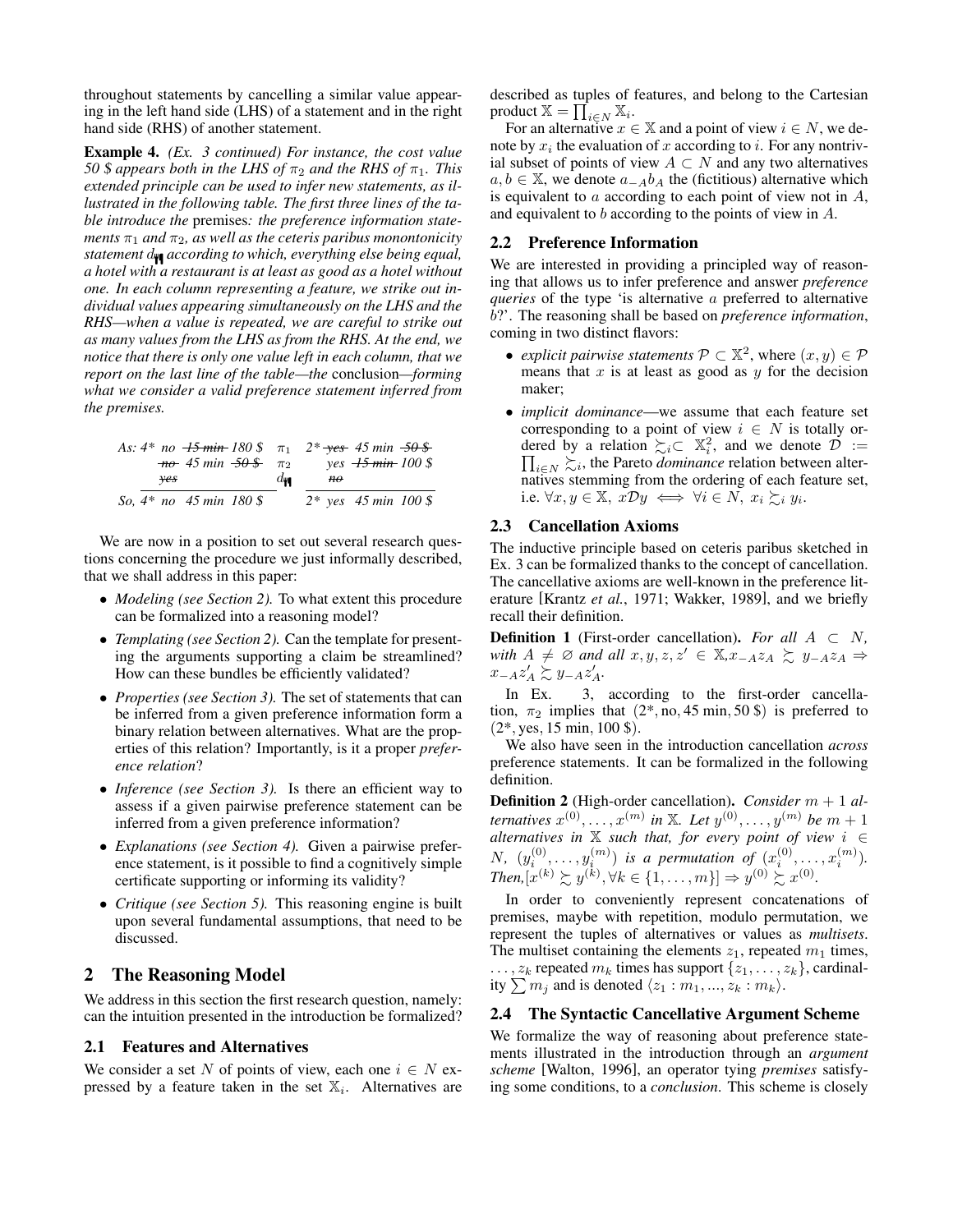throughout statements by cancelling a similar value appearing in the left hand side (LHS) of a statement and in the right hand side (RHS) of another statement.

**Example 4.** *(Ex. 3 continued) For instance, the cost value 50 \$ appears both in the LHS of $\pi_2$ and the RHS of $\pi_1$. This extended principle can be used to infer new statements, as illustrated in the following table. The first three lines of the table introduce the* premises*: the preference information statements $\pi_1$ and $\pi_2$, as well as the ceteris paribus mononotonicity statement $d_{🍴}$ according to which, everything else being equal, a hotel with a restaurant is at least as good as a hotel without one. In each column representing a feature, we strike out individual values appearing simultaneously on the LHS and the RHS—when a value is repeated, we are careful to strike out as many values from the LHS as from the RHS. At the end, we notice that there is only one value left in each column, that we report on the last line of the table—the* conclusion*—forming what we consider a valid preference statement inferred from the premises.*

| | LHS | | RHS |
|---|---|---|---|
| As: | 4* no ~~15 min~~ 180 \$ | $\pi_1$ | 2* ~~yes~~ 45 min ~~50 \$~~ |
| | ~~no~~ 45 min ~~50 \$~~ | $\pi_2$ | yes ~~15 min~~ 100 \$ |
| | ~~yes~~ | $d_{🍴}$ | ~~no~~ |
| So, | 4* no 45 min 180 \$ | | 2* yes 45 min 100 \$ |

We are now in a position to set out several research questions concerning the procedure we just informally described, that we shall address in this paper:

- *Modeling (see Section 2).* To what extent this procedure can be formalized into a reasoning model?
- *Templating (see Section 2).* Can the template for presenting the arguments supporting a claim be streamlined? How can these bundles be efficiently validated?
- *Properties (see Section 3).* The set of statements that can be inferred from a given preference information form a binary relation between alternatives. What are the properties of this relation? Importantly, is it a proper *preference relation*?
- *Inference (see Section 3).* Is there an efficient way to assess if a given pairwise preference statement can be inferred from a given preference information?
- *Explanations (see Section 4).* Given a pairwise preference statement, is it possible to find a cognitively simple certificate supporting or informing its validity?
- *Critique (see Section 5).* This reasoning engine is built upon several fundamental assumptions, that need to be discussed.

## 2 The Reasoning Model

We address in this section the first research question, namely: can the intuition presented in the introduction be formalized?

### 2.1 Features and Alternatives

We consider a set $N$ of points of view, each one $i \in N$ expressed by a feature taken in the set $\mathbb{X}_i$. Alternatives are described as tuples of features, and belong to the Cartesian product $\mathbb{X} = \prod_{i \in N} \mathbb{X}_i$.

For an alternative $x \in \mathbb{X}$ and a point of view $i \in N$, we denote by $x_i$ the evaluation of $x$ according to $i$. For any nontrivial subset of points of view $A \subset N$ and any two alternatives $a, b \in \mathbb{X}$, we denote $a_{-A}b_A$ the (fictitious) alternative which is equivalent to $a$ according to each point of view not in $A$, and equivalent to $b$ according to the points of view in $A$.

### 2.2 Preference Information

We are interested in providing a principled way of reasoning that allows us to infer preference and answer *preference queries* of the type 'is alternative $a$ preferred to alternative $b$?'. The reasoning shall be based on *preference information*, coming in two distinct flavors:

- *explicit pairwise statements* $\mathcal{P} \subset \mathbb{X}^2$, where $(x, y) \in \mathcal{P}$ means that $x$ is at least as good as $y$ for the decision maker;
- *implicit dominance*—we assume that each feature set corresponding to a point of view $i \in N$ is totally ordered by a relation $\succsim_i \subset \mathbb{X}_i^2$, and we denote $\mathcal{D} := \prod_{i \in N} \succsim_i$, the Pareto *dominance* relation between alternatives stemming from the ordering of each feature set, i.e. $\forall x, y \in \mathbb{X},\ x\mathcal{D}y \iff \forall i \in N,\ x_i \succsim_i y_i$.

### 2.3 Cancellation Axioms

The inductive principle based on ceteris paribus sketched in Ex. 3 can be formalized thanks to the concept of cancellation. The cancellative axioms are well-known in the preference literature [Krantz *et al.*, 1971; Wakker, 1989], and we briefly recall their definition.

**Definition 1** (First-order cancellation)**.** *For all $A \subset N$, with $A \neq \varnothing$ and all $x, y, z, z' \in \mathbb{X}, x_{-A}z_A \succsim y_{-A}z_A \Rightarrow x_{-A}z'_A \succsim y_{-A}z'_A$.*

In Ex. 3, according to the first-order cancellation, $\pi_2$ implies that (2*, no, 45 min, 50 \$) is preferred to (2*, yes, 15 min, 100 \$).

We also have seen in the introduction cancellation *across* preference statements. It can be formalized in the following definition.

**Definition 2** (High-order cancellation)**.** *Consider $m + 1$ alternatives $x^{(0)}, \ldots, x^{(m)}$ in $\mathbb{X}$. Let $y^{(0)}, \ldots, y^{(m)}$ be $m + 1$ alternatives in $\mathbb{X}$ such that, for every point of view $i \in N$, $(y_i^{(0)}, \ldots, y_i^{(m)})$ is a permutation of $(x_i^{(0)}, \ldots, x_i^{(m)})$. Then, $[x^{(k)} \succsim y^{(k)}, \forall k \in \{1, \ldots, m\}] \Rightarrow y^{(0)} \succsim x^{(0)}$.*

In order to conveniently represent concatenations of premises, maybe with repetition, modulo permutation, we represent the tuples of alternatives or values as *multisets*. The multiset containing the elements $z_1$, repeated $m_1$ times, $\ldots, z_k$ repeated $m_k$ times has support $\{z_1, \ldots, z_k\}$, cardinality $\sum m_j$ and is denoted $\langle z_1 : m_1, ..., z_k : m_k \rangle$.

### 2.4 The Syntactic Cancellative Argument Scheme

We formalize the way of reasoning about preference statements illustrated in the introduction through an *argument scheme* [Walton, 1996], an operator tying *premises* satisfying some conditions, to a *conclusion*. This scheme is closely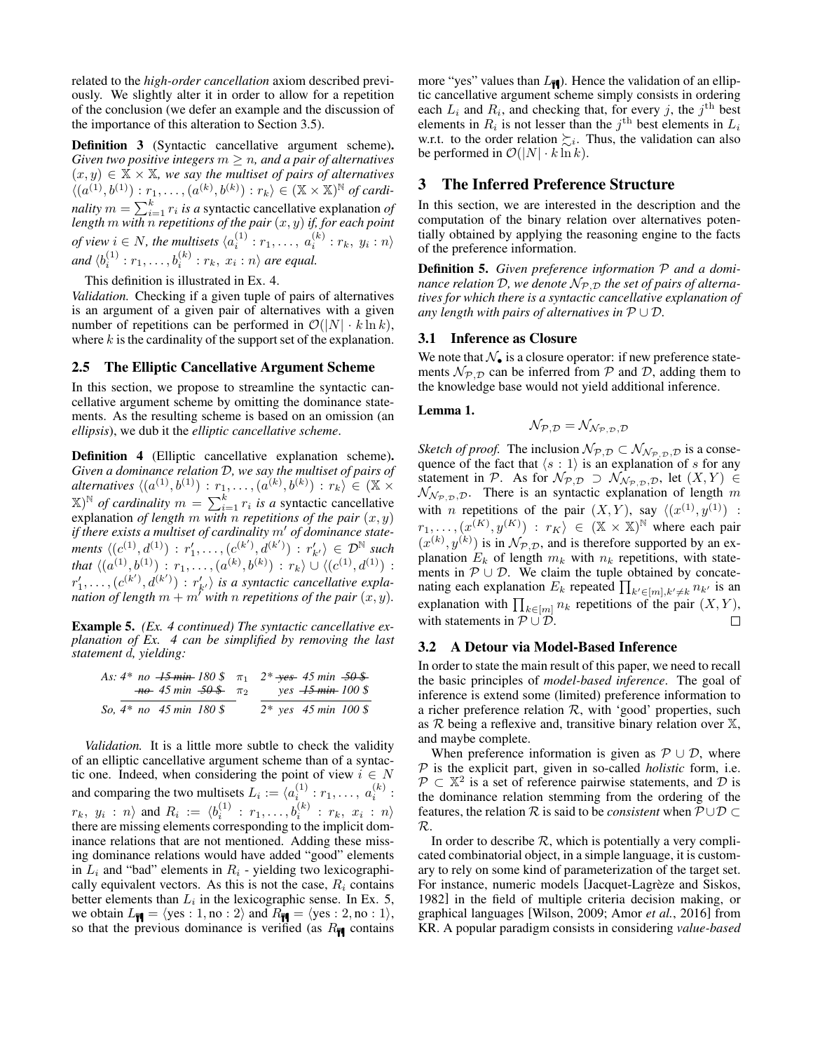related to the *high-order cancellation* axiom described previously. We slightly alter it in order to allow for a repetition of the conclusion (we defer an example and the discussion of the importance of this alteration to Section 3.5).

**Definition 3** (Syntactic cancellative argument scheme)**.** *Given two positive integers $m \geq n$, and a pair of alternatives $(x, y) \in \mathbb{X} \times \mathbb{X}$, we say the multiset of pairs of alternatives $\langle (a^{(1)}, b^{(1)}) : r_1, \dots, (a^{(k)}, b^{(k)}) : r_k \rangle \in (\mathbb{X} \times \mathbb{X})^{\mathbb{N}}$ of cardinality $m = \sum_{i=1}^{k} r_i$ is a* syntactic cancellative explanation *of length $m$ with $n$ repetitions of the pair $(x, y)$ if, for each point of view $i \in N$, the multisets $\langle a_i^{(1)} : r_1, \dots,\ a_i^{(k)} : r_k,\ y_i : n \rangle$ and $\langle b_i^{(1)} : r_1, \dots, b_i^{(k)} : r_k,\ x_i : n \rangle$ are equal.*

This definition is illustrated in Ex. 4.

*Validation.* Checking if a given tuple of pairs of alternatives is an argument of a given pair of alternatives with a given number of repetitions can be performed in $\mathcal{O}(|N| \cdot k \ln k)$, where $k$ is the cardinality of the support set of the explanation.

## 2.5 The Elliptic Cancellative Argument Scheme

In this section, we propose to streamline the syntactic cancellative argument scheme by omitting the dominance statements. As the resulting scheme is based on an omission (an *ellipsis*), we dub it the *elliptic cancellative scheme*.

**Definition 4** (Elliptic cancellative explanation scheme)**.** *Given a dominance relation $\mathcal{D}$, we say the multiset of pairs of alternatives $\langle (a^{(1)}, b^{(1)}) : r_1, \dots, (a^{(k)}, b^{(k)}) : r_k \rangle \in (\mathbb{X} \times \mathbb{X})^{\mathbb{N}}$ of cardinality $m = \sum_{i=1}^{k} r_i$ is a* syntactic cancellative explanation *of length $m$ with $n$ repetitions of the pair $(x, y)$ if there exists a multiset of cardinality $m'$ of dominance statements $\langle (c^{(1)}, d^{(1)}) : r'_1, \dots, (c^{(k')}, d^{(k')}) : r'_{k'} \rangle \in \mathcal{D}^{\mathbb{N}}$ such that $\langle (a^{(1)}, b^{(1)}) : r_1, \dots, (a^{(k)}, b^{(k)}) : r_k \rangle \cup \langle (c^{(1)}, d^{(1)}) : r'_1, \dots, (c^{(k')}, d^{(k')}) : r'_{k'} \rangle$ is a syntactic cancellative explanation of length $m + m'$ with $n$ repetitions of the pair $(x, y)$.*

**Example 5.** *(Ex. 4 continued) The syntactic cancellative explanation of Ex. 4 can be simplified by removing the last statement d, yielding:*

| | | | | | | |
|---|---|---|---|---|---|---|
| *As: 4\** | *no* | ~~*15 min*~~ | *180 \$* | $\pi_1$ | *2\** ~~*yes*~~ | *45 min* ~~*50 \$*~~ |
| | ~~*no*~~ | *45 min* | ~~*50 \$*~~ | $\pi_2$ | *yes* | ~~*15 min*~~ *100 \$* |
| *So, 4\** | *no* | *45 min* | *180 \$* | | *2\** *yes* | *45 min 100 \$* |

*Validation.* It is a little more subtle to check the validity of an elliptic cancellative argument scheme than of a syntactic one. Indeed, when considering the point of view $i \in N$ and comparing the two multisets $L_i := \langle a_i^{(1)} : r_1, \dots,\ a_i^{(k)} : r_k,\ y_i : n \rangle$ and $R_i := \langle b_i^{(1)} : r_1, \dots, b_i^{(k)} : r_k,\ x_i : n \rangle$ there are missing elements corresponding to the implicit dominance relations that are not mentioned. Adding these missing dominance relations would have added "good" elements in $L_i$ and "bad" elements in $R_i$ - yielding two lexicographically equivalent vectors. As this is not the case, $R_i$ contains better elements than $L_i$ in the lexicographic sense. In Ex. 5, we obtain $L_{¶} = \langle \text{yes} : 1, \text{no} : 2 \rangle$ and $R_{¶} = \langle \text{yes} : 2, \text{no} : 1 \rangle$, so that the previous dominance is verified (as $R_{¶}$ contains more "yes" values than $L_{¶}$). Hence the validation of an elliptic cancellative argument scheme simply consists in ordering each $L_i$ and $R_i$, and checking that, for every $j$, the $j^{\text{th}}$ best elements in $R_i$ is not lesser than the $j^{\text{th}}$ best elements in $L_i$ w.r.t. to the order relation $\succsim_i$. Thus, the validation can also be performed in $\mathcal{O}(|N| \cdot k \ln k)$.

# 3 The Inferred Preference Structure

In this section, we are interested in the description and the computation of the binary relation over alternatives potentially obtained by applying the reasoning engine to the facts of the preference information.

**Definition 5.** *Given preference information $\mathcal{P}$ and a dominance relation $\mathcal{D}$, we denote $\mathcal{N}_{\mathcal{P},\mathcal{D}}$ the set of pairs of alternatives for which there is a syntactic cancellative explanation of any length with pairs of alternatives in $\mathcal{P} \cup \mathcal{D}$.*

## 3.1 Inference as Closure

We note that $\mathcal{N}_\bullet$ is a closure operator: if new preference statements $\mathcal{N}_{\mathcal{P},\mathcal{D}}$ can be inferred from $\mathcal{P}$ and $\mathcal{D}$, adding them to the knowledge base would not yield additional inference.

**Lemma 1.**

$$\mathcal{N}_{\mathcal{P},\mathcal{D}} = \mathcal{N}_{\mathcal{N}_{\mathcal{P},\mathcal{D}},\mathcal{D}}$$

*Sketch of proof.* The inclusion $\mathcal{N}_{\mathcal{P},\mathcal{D}} \subset \mathcal{N}_{\mathcal{N}_{\mathcal{P},\mathcal{D}},\mathcal{D}}$ is a consequence of the fact that $\langle s : 1 \rangle$ is an explanation of $s$ for any statement in $\mathcal{P}$. As for $\mathcal{N}_{\mathcal{P},\mathcal{D}} \supset \mathcal{N}_{\mathcal{N}_{\mathcal{P},\mathcal{D}},\mathcal{D}}$, let $(X, Y) \in \mathcal{N}_{\mathcal{N}_{\mathcal{P},\mathcal{D}},\mathcal{D}}$. There is an syntactic explanation of length $m$ with $n$ repetitions of the pair $(X, Y)$, say $\langle (x^{(1)}, y^{(1)}) : r_1, \dots, (x^{(K)}, y^{(K)}) : r_K \rangle \in (\mathbb{X} \times \mathbb{X})^{\mathbb{N}}$ where each pair $(x^{(k)}, y^{(k)})$ is in $\mathcal{N}_{\mathcal{P},\mathcal{D}}$, and is therefore supported by an explanation $E_k$ of length $m_k$ with $n_k$ repetitions, with statements in $\mathcal{P} \cup \mathcal{D}$. We claim the tuple obtained by concatenating each explanation $E_k$ repeated $\prod_{k' \in [m], k' \neq k} n_{k'}$ is an explanation with $\prod_{k \in [m]} n_k$ repetitions of the pair $(X, Y)$, with statements in $\mathcal{P} \cup \mathcal{D}$. $\square$

## 3.2 A Detour via Model-Based Inference

In order to state the main result of this paper, we need to recall the basic principles of *model-based inference*. The goal of inference is extend some (limited) preference information to a richer preference relation $\mathcal{R}$, with 'good' properties, such as $\mathcal{R}$ being a reflexive and, transitive binary relation over $\mathbb{X}$, and maybe complete.

When preference information is given as $\mathcal{P} \cup \mathcal{D}$, where $\mathcal{P}$ is the explicit part, given in so-called *holistic* form, i.e. $\mathcal{P} \subset \mathbb{X}^2$ is a set of reference pairwise statements, and $\mathcal{D}$ is the dominance relation stemming from the ordering of the features, the relation $\mathcal{R}$ is said to be *consistent* when $\mathcal{P} \cup \mathcal{D} \subset \mathcal{R}$.

In order to describe $\mathcal{R}$, which is potentially a very complicated combinatorial object, in a simple language, it is customary to rely on some kind of parameterization of the target set. For instance, numeric models [Jacquet-Lagrèze and Siskos, 1982] in the field of multiple criteria decision making, or graphical languages [Wilson, 2009; Amor *et al.*, 2016] from KR. A popular paradigm consists in considering *value-based*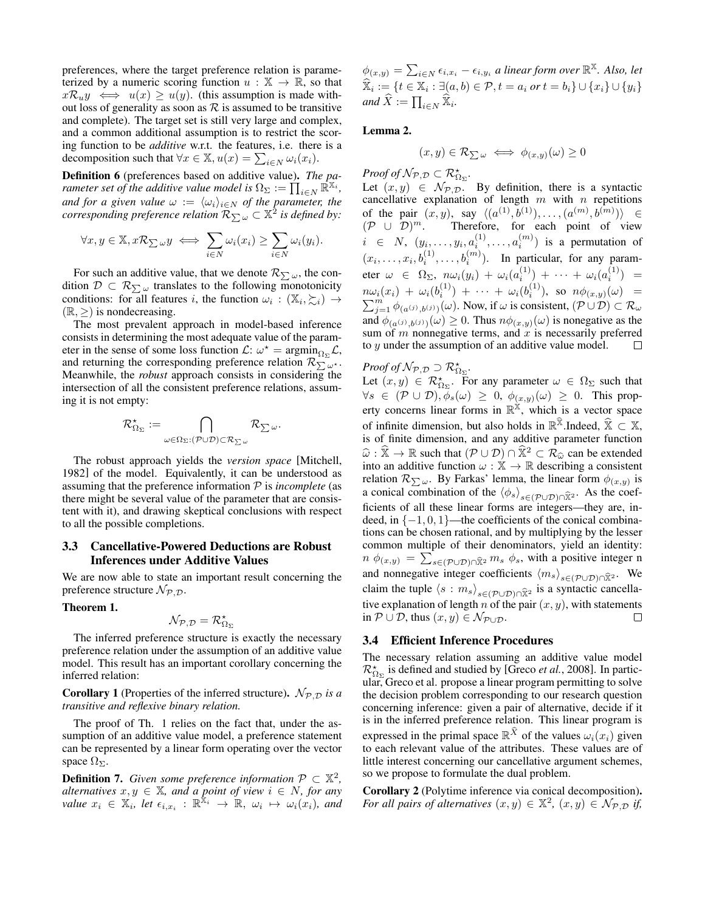preferences, where the target preference relation is parameterized by a numeric scoring function $u : \mathbb{X} \to \mathbb{R}$, so that $x\mathcal{R}_u y \iff u(x) \geq u(y)$. (this assumption is made without loss of generality as soon as $\mathcal{R}$ is assumed to be transitive and complete). The target set is still very large and complex, and a common additional assumption is to restrict the scoring function to be *additive* w.r.t. the features, i.e. there is a decomposition such that $\forall x \in \mathbb{X}, u(x) = \sum_{i\in N} \omega_i(x_i)$.

**Definition 6** (preferences based on additive value). *The parameter set of the additive value model is $\Omega_\Sigma := \prod_{i\in N} \mathbb{R}^{\mathbb{X}_i}$, and for a given value $\omega := \langle \omega_i \rangle_{i\in N}$ of the parameter, the corresponding preference relation $\mathcal{R}_{\sum\omega} \subset \mathbb{X}^2$ is defined by:*

$$\forall x, y \in \mathbb{X}, x\mathcal{R}_{\sum\omega} y \iff \sum_{i\in N} \omega_i(x_i) \geq \sum_{i\in N} \omega_i(y_i).$$

For such an additive value, that we denote $\mathcal{R}_{\sum\omega}$, the condition $\mathcal{D} \subset \mathcal{R}_{\sum\omega}$ translates to the following monotonicity conditions: for all features $i$, the function $\omega_i : (\mathbb{X}_i, \succsim_i) \to (\mathbb{R}, \geq)$ is nondecreasing.

The most prevalent approach in model-based inference consists in determining the most adequate value of the parameter in the sense of some loss function $\mathcal{L}$: $\omega^\star = \operatorname{argmin}_{\Omega_\Sigma} \mathcal{L}$, and returning the corresponding preference relation $\mathcal{R}_{\sum\omega^\star}$. Meanwhile, the *robust* approach consists in considering the intersection of all the consistent preference relations, assuming it is not empty:

$$\mathcal{R}^\star_{\Omega_\Sigma} := \bigcap_{\omega\in\Omega_\Sigma : (\mathcal{P}\cup\mathcal{D})\subset\mathcal{R}_{\sum\omega}} \mathcal{R}_{\sum\omega}.$$

The robust approach yields the *version space* [Mitchell, 1982] of the model. Equivalently, it can be understood as assuming that the preference information $\mathcal{P}$ is *incomplete* (as there might be several value of the parameter that are consistent with it), and drawing skeptical conclusions with respect to all the possible completions.

### 3.3 Cancellative-Powered Deductions are Robust Inferences under Additive Values

We are now able to state an important result concerning the preference structure $\mathcal{N}_{\mathcal{P},\mathcal{D}}$.

**Theorem 1.**

$$\mathcal{N}_{\mathcal{P},\mathcal{D}} = \mathcal{R}^\star_{\Omega_\Sigma}$$

The inferred preference structure is exactly the necessary preference relation under the assumption of an additive value model. This result has an important corollary concerning the inferred relation:

**Corollary 1** (Properties of the inferred structure). *$\mathcal{N}_{\mathcal{P},\mathcal{D}}$ is a transitive and reflexive binary relation.*

The proof of Th. 1 relies on the fact that, under the assumption of an additive value model, a preference statement can be represented by a linear form operating over the vector space $\Omega_\Sigma$.

**Definition 7.** *Given some preference information $\mathcal{P} \subset \mathbb{X}^2$, alternatives $x, y \in \mathbb{X}$, and a point of view $i \in N$, for any value $x_i \in \mathbb{X}_i$, let $\epsilon_{i,x_i} : \mathbb{R}^{\mathbb{X}_i} \to \mathbb{R}$, $\omega_i \mapsto \omega_i(x_i)$, and $\phi_{(x,y)} = \sum_{i\in N} \epsilon_{i,x_i} - \epsilon_{i,y_i}$ a linear form over $\mathbb{R}^{\mathbb{X}}$. Also, let $\widehat{\mathbb{X}}_i := \{t \in \mathbb{X}_i : \exists(a, b) \in \mathcal{P}, t = a_i \text{ or } t = b_i\} \cup \{x_i\} \cup \{y_i\}$ and $\widehat{X} := \prod_{i\in N} \widehat{\mathbb{X}}_i$.*

**Lemma 2.**

$$(x, y) \in \mathcal{R}_{\sum\omega} \iff \phi_{(x,y)}(\omega) \geq 0$$

*Proof of $\mathcal{N}_{\mathcal{P},\mathcal{D}} \subset \mathcal{R}^\star_{\Omega_\Sigma}$.*
Let $(x, y) \in \mathcal{N}_{\mathcal{P},\mathcal{D}}$. By definition, there is a syntactic cancellative explanation of length $m$ with $n$ repetitions of the pair $(x, y)$, say $\langle (a^{(1)}, b^{(1)}), \dots, (a^{(m)}, b^{(m)}) \rangle \in (\mathcal{P} \cup \mathcal{D})^m$. Therefore, for each point of view $i \in N$, $(y_i, \dots, y_i, a_i^{(1)}, \dots, a_i^{(m)})$ is a permutation of $(x_i, \dots, x_i, b_i^{(1)}, \dots, b_i^{(m)})$. In particular, for any parameter $\omega \in \Omega_\Sigma$, $n\omega_i(y_i) + \omega_i(a_i^{(1)}) + \dots + \omega_i(a_i^{(1)}) = n\omega_i(x_i) + \omega_i(b_i^{(1)}) + \dots + \omega_i(b_i^{(1)})$, so $n\phi_{(x,y)}(\omega) = \sum_{j=1}^m \phi_{(a^{(j)},b^{(j)})}(\omega)$. Now, if $\omega$ is consistent, $(\mathcal{P} \cup \mathcal{D}) \subset \mathcal{R}_\omega$ and $\phi_{(a^{(j)},b^{(j)})}(\omega) \geq 0$. Thus $n\phi_{(x,y)}(\omega)$ is nonegative as the sum of $m$ nonnegative terms, and $x$ is necessarily preferred to $y$ under the assumption of an additive value model. □

*Proof of $\mathcal{N}_{\mathcal{P},\mathcal{D}} \supset \mathcal{R}^\star_{\Omega_\Sigma}$.*
Let $(x, y) \in \mathcal{R}^\star_{\Omega_\Sigma}$. For any parameter $\omega \in \Omega_\Sigma$ such that $\forall s \in (\mathcal{P} \cup \mathcal{D}), \phi_s(\omega) \geq 0$, $\phi_{(x,y)}(\omega) \geq 0$. This property concerns linear forms in $\mathbb{R}^{\mathbb{X}}$, which is a vector space of infinite dimension, but also holds in $\mathbb{R}^{\widehat{\mathbb{X}}}$.Indeed, $\widehat{\mathbb{X}} \subset \mathbb{X}$, is of finite dimension, and any additive parameter function $\widehat{\omega} : \widehat{\mathbb{X}} \to \mathbb{R}$ such that $(\mathcal{P} \cup \mathcal{D}) \cap \widehat{\mathbb{X}}^2 \subset \mathcal{R}_{\widehat{\omega}}$ can be extended into an additive function $\omega : \mathbb{X} \to \mathbb{R}$ describing a consistent relation $\mathcal{R}_{\sum\omega}$. By Farkas' lemma, the linear form $\phi_{(x,y)}$ is a conical combination of the $\langle \phi_s \rangle_{s\in(\mathcal{P}\cup\mathcal{D})\cap\widehat{\mathbb{X}}^2}$. As the coefficients of all these linear forms are integers—they are, indeed, in $\{-1, 0, 1\}$—the coefficients of the conical combinations can be chosen rational, and by multiplying by the lesser common multiple of their denominators, yield an identity: $n\ \phi_{(x,y)} = \sum_{s\in(\mathcal{P}\cup\mathcal{D})\cap\widehat{\mathbb{X}}^2} m_s\ \phi_s$, with a positive integer n and nonnegative integer coefficients $\langle m_s \rangle_{s\in(\mathcal{P}\cup\mathcal{D})\cap\widehat{\mathbb{X}}^2}$. We claim the tuple $\langle s : m_s \rangle_{s\in(\mathcal{P}\cup\mathcal{D})\cap\widehat{\mathbb{X}}^2}$ is a syntactic cancellative explanation of length $n$ of the pair $(x, y)$, with statements in $\mathcal{P} \cup \mathcal{D}$, thus $(x, y) \in \mathcal{N}_{\mathcal{P}\cup\mathcal{D}}$. □

### 3.4 Efficient Inference Procedures

The necessary relation assuming an additive value model $\mathcal{R}^\star_{\Omega_\Sigma}$ is defined and studied by [Greco *et al.*, 2008]. In particular, Greco et al. propose a linear program permitting to solve the decision problem corresponding to our research question concerning inference: given a pair of alternative, decide if it is in the inferred preference relation. This linear program is expressed in the primal space $\mathbb{R}^{\widehat{X}}$ of the values $\omega_i(x_i)$ given to each relevant value of the attributes. These values are of little interest concerning our cancellative argument schemes, so we propose to formulate the dual problem.

**Corollary 2** (Polytime inference via conical decomposition). *For all pairs of alternatives $(x, y) \in \mathbb{X}^2$, $(x, y) \in \mathcal{N}_{\mathcal{P},\mathcal{D}}$ if,*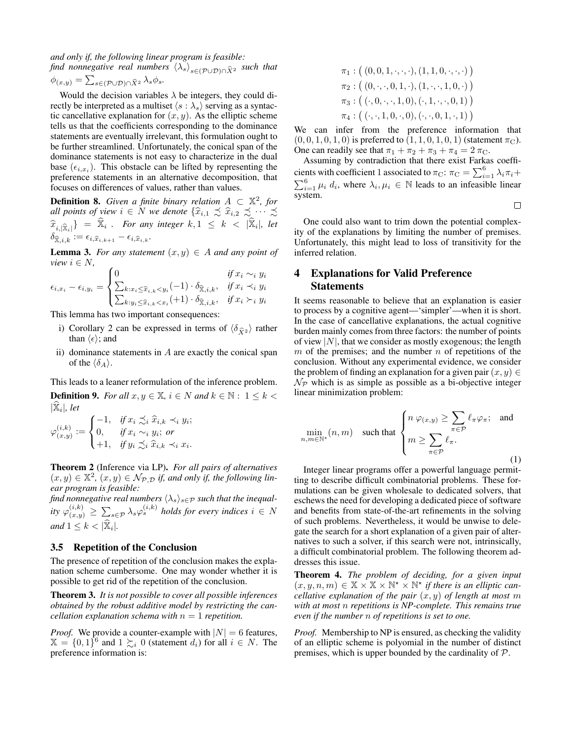*and only if, the following linear program is feasible: find nonnegative real numbers $\langle \lambda_s \rangle_{s \in (\mathcal{P} \cup \mathcal{D}) \cap \widehat{X}^2}$ such that $\phi_{(x,y)} = \sum_{s \in (\mathcal{P} \cup \mathcal{D}) \cap \widehat{X}^2} \lambda_s \phi_s$.*

Would the decision variables $\lambda$ be integers, they could directly be interpreted as a multiset $\langle s : \lambda_s \rangle$ serving as a syntactic cancellative explanation for $(x, y)$. As the elliptic scheme tells us that the coefficients corresponding to the dominance statements are eventually irrelevant, this formulation ought to be further streamlined. Unfortunately, the conical span of the dominance statements is not easy to characterize in the dual base $(\epsilon_{i,x_i})$. This obstacle can be lifted by representing the preference statements in an alternative decomposition, that focuses on differences of values, rather than values.

**Definition 8.** *Given a finite binary relation $A \subset \mathbb{X}^2$, for all points of view $i \in N$ we denote $\{\widehat{x}_{i,1} \precsim \widehat{x}_{i,2} \precsim \cdots \precsim \widehat{x}_{i,|\widehat{\mathbb{X}}_i|}\} = \widehat{\mathbb{X}}_i$ . For any integer $k, 1 \leq k < |\widehat{\mathbb{X}}_i|$, let $\delta_{\widehat{\mathbb{X}},i,k} := \epsilon_{i,\widehat{x}_{i,k+1}} - \epsilon_{i,\widehat{x}_{i,k}}$.*

**Lemma 3.** *For any statement $(x, y) \in A$ and any point of view $i \in N$,*

$$\epsilon_{i,x_i} - \epsilon_{i,y_i} = \begin{cases} 0 & \text{if } x_i \sim_i y_i \\ \sum_{k: x_i \leq \widehat{x}_{i,k} < y_i} (-1) \cdot \delta_{\widehat{\mathbb{X}},i,k}, & \text{if } x_i \prec_i y_i \\ \sum_{k: y_i \leq \widehat{x}_{i,k} < x_i} (+1) \cdot \delta_{\widehat{\mathbb{X}},i,k}, & \text{if } x_i \succ_i y_i \end{cases}$$

This lemma has two important consequences:

i) Corollary 2 can be expressed in terms of $\langle \delta_{\widehat{X}^2} \rangle$ rather than $\langle \epsilon \rangle$; and
ii) dominance statements in $A$ are exactly the conical span of the $\langle \delta_A \rangle$.

This leads to a leaner reformulation of the inference problem.

**Definition 9.** *For all $x, y \in \mathbb{X}$, $i \in N$ and $k \in \mathbb{N} : 1 \leq k < |\widehat{\mathbb{X}}_i|$, let*

$$\varphi^{(i,k)}_{(x,y)} := \begin{cases} -1, & \text{if } x_i \precsim_i \widehat{x}_{i,k} \prec_i y_i; \\ 0, & \text{if } x_i \sim_i y_i; \text{ or} \\ +1, & \text{if } y_i \precsim_i \widehat{x}_{i,k} \prec_i x_i. \end{cases}$$

**Theorem 2** (Inference via LP)**.** *For all pairs of alternatives $(x, y) \in \mathbb{X}^2$, $(x, y) \in \mathcal{N}_{\mathcal{P},\mathcal{D}}$ if, and only if, the following linear program is feasible:*
*find nonnegative real numbers $\langle \lambda_s \rangle_{s \in \mathcal{P}}$ such that the inequality $\varphi^{(i,k)}_{(x,y)} \geq \sum_{s \in \mathcal{P}} \lambda_s \varphi^{(i,k)}_s$ holds for every indices $i \in N$ and $1 \leq k < |\widehat{\mathbb{X}}_i|$.*

### 3.5 Repetition of the Conclusion

The presence of repetition of the conclusion makes the explanation scheme cumbersome. One may wonder whether it is possible to get rid of the repetition of the conclusion.

**Theorem 3.** *It is not possible to cover all possible inferences obtained by the robust additive model by restricting the cancellation explanation schema with $n = 1$ repetition.*

*Proof.* We provide a counter-example with $|N| = 6$ features, $\mathbb{X} = \{0, 1\}^6$ and $1 \succsim_i 0$ (statement $d_i$) for all $i \in N$. The preference information is:

$$\pi_1 : \big( (0, 0, 1, \cdot, \cdot, \cdot), (1, 1, 0, \cdot, \cdot, \cdot) \big)$$
$$\pi_2 : \big( (0, \cdot, \cdot, 0, 1, \cdot), (1, \cdot, \cdot, 1, 0, \cdot) \big)$$
$$\pi_3 : \big( (\cdot, 0, \cdot, \cdot, 1, 0), (\cdot, 1, \cdot, \cdot, 0, 1) \big)$$
$$\pi_4 : \big( (\cdot, \cdot, 1, 0, \cdot, 0), (\cdot, \cdot, 0, 1, \cdot, 1) \big)$$

We can infer from the preference information that $(0, 0, 1, 0, 1, 0)$ is preferred to $(1, 1, 0, 1, 0, 1)$ (statement $\pi_C$). One can readily see that $\pi_1 + \pi_2 + \pi_3 + \pi_4 = 2\,\pi_C$.

Assuming by contradiction that there exist Farkas coefficients with coefficient 1 associated to $\pi_C$: $\pi_C = \sum_{i=1}^{6} \lambda_i \pi_i + \sum_{i=1}^{6} \mu_i \, d_i$, where $\lambda_i, \mu_i \in \mathbb{N}$ leads to an infeasible linear system. □

One could also want to trim down the potential complexity of the explanations by limiting the number of premises. Unfortunately, this might lead to loss of transitivity for the inferred relation.

## 4 Explanations for Valid Preference Statements

It seems reasonable to believe that an explanation is easier to process by a cognitive agent—'simpler'—when it is short. In the case of cancellative explanations, the actual cognitive burden mainly comes from three factors: the number of points of view $|N|$, that we consider as mostly exogenous; the length $m$ of the premises; and the number $n$ of repetitions of the conclusion. Without any experimental evidence, we consider the problem of finding an explanation for a given pair $(x, y) \in \mathcal{N}_{\mathcal{P}}$ which is as simple as possible as a bi-objective integer linear minimization problem:

$$\min_{n,m \in \mathbb{N}^\star} (n, m) \quad \text{such that} \begin{cases} n \; \varphi_{(x,y)} \geq \sum_{\pi \in \mathcal{P}} \ell_\pi \varphi_\pi; \quad \text{and} \\ m \geq \sum_{\pi \in \mathcal{P}} \ell_\pi. \end{cases} \tag{1}$$

Integer linear programs offer a powerful language permitting to describe difficult combinatorial problems. These formulations can be given wholesale to dedicated solvers, that eschews the need for developing a dedicated piece of software and benefits from state-of-the-art refinements in the solving of such problems. Nevertheless, it would be unwise to delegate the search for a short explanation of a given pair of alternatives to such a solver, if this search were not, intrinsically, a difficult combinatorial problem. The following theorem addresses this issue.

**Theorem 4.** *The problem of deciding, for a given input $(x, y, n, m) \in \mathbb{X} \times \mathbb{X} \times \mathbb{N}^\star \times \mathbb{N}^\star$ if there is an elliptic cancellative explanation of the pair $(x, y)$ of length at most $m$ with at most $n$ repetitions is NP-complete. This remains true even if the number $n$ of repetitions is set to one.*

*Proof.* Membership to NP is ensured, as checking the validity of an elliptic scheme is polyomial in the number of distinct premises, which is upper bounded by the cardinality of $\mathcal{P}$.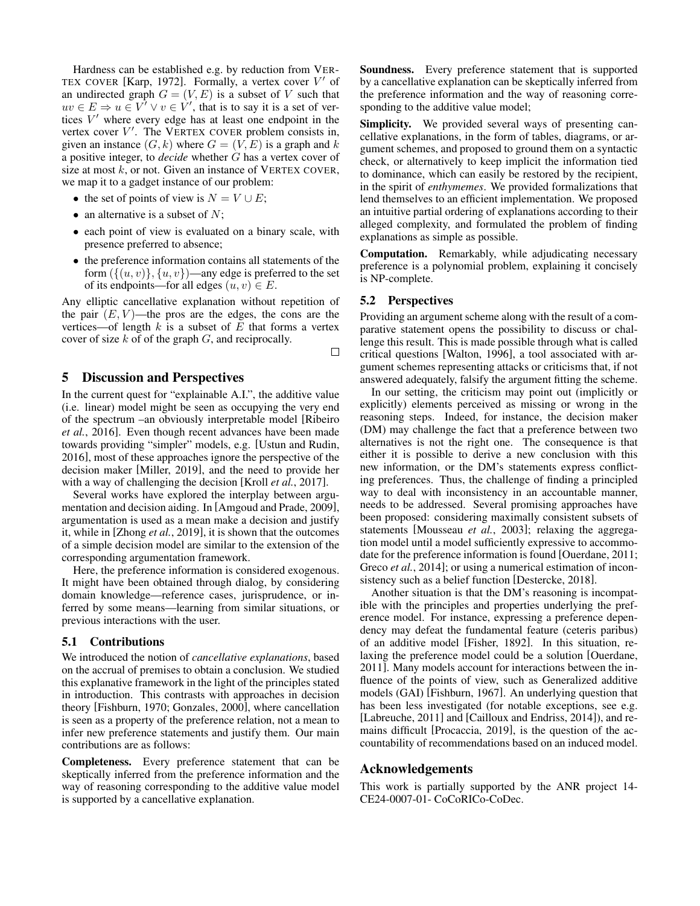Hardness can be established e.g. by reduction from VERTEX COVER [Karp, 1972]. Formally, a vertex cover $V'$ of an undirected graph $G = (V, E)$ is a subset of $V$ such that $uv \in E \Rightarrow u \in V' \vee v \in V'$, that is to say it is a set of vertices $V'$ where every edge has at least one endpoint in the vertex cover $V'$. The VERTEX COVER problem consists in, given an instance $(G, k)$ where $G = (V, E)$ is a graph and $k$ a positive integer, to *decide* whether $G$ has a vertex cover of size at most $k$, or not. Given an instance of VERTEX COVER, we map it to a gadget instance of our problem:

- the set of points of view is $N = V \cup E$;
- an alternative is a subset of $N$;
- each point of view is evaluated on a binary scale, with presence preferred to absence;
- the preference information contains all statements of the form $(\{(u, v)\}, \{u, v\})$—any edge is preferred to the set of its endpoints—for all edges $(u, v) \in E$.

Any elliptic cancellative explanation without repetition of the pair $(E, V)$—the pros are the edges, the cons are the vertices—of length $k$ is a subset of $E$ that forms a vertex cover of size $k$ of of the graph $G$, and reciprocally.

□

## 5 Discussion and Perspectives

In the current quest for "explainable A.I.", the additive value (i.e. linear) model might be seen as occupying the very end of the spectrum –an obviously interpretable model [Ribeiro *et al.*, 2016]. Even though recent advances have been made towards providing "simpler" models, e.g. [Ustun and Rudin, 2016], most of these approaches ignore the perspective of the decision maker [Miller, 2019], and the need to provide her with a way of challenging the decision [Kroll *et al.*, 2017].

Several works have explored the interplay between argumentation and decision aiding. In [Amgoud and Prade, 2009], argumentation is used as a mean make a decision and justify it, while in [Zhong *et al.*, 2019], it is shown that the outcomes of a simple decision model are similar to the extension of the corresponding argumentation framework.

Here, the preference information is considered exogenous. It might have been obtained through dialog, by considering domain knowledge—reference cases, jurisprudence, or inferred by some means—learning from similar situations, or previous interactions with the user.

### 5.1 Contributions

We introduced the notion of *cancellative explanations*, based on the accrual of premises to obtain a conclusion. We studied this explanative framework in the light of the principles stated in introduction. This contrasts with approaches in decision theory [Fishburn, 1970; Gonzales, 2000], where cancellation is seen as a property of the preference relation, not a mean to infer new preference statements and justify them. Our main contributions are as follows:

**Completeness.** Every preference statement that can be skeptically inferred from the preference information and the way of reasoning corresponding to the additive value model is supported by a cancellative explanation.

**Soundness.** Every preference statement that is supported by a cancellative explanation can be skeptically inferred from the preference information and the way of reasoning corresponding to the additive value model;

**Simplicity.** We provided several ways of presenting cancellative explanations, in the form of tables, diagrams, or argument schemes, and proposed to ground them on a syntactic check, or alternatively to keep implicit the information tied to dominance, which can easily be restored by the recipient, in the spirit of *enthymemes*. We provided formalizations that lend themselves to an efficient implementation. We proposed an intuitive partial ordering of explanations according to their alleged complexity, and formulated the problem of finding explanations as simple as possible.

**Computation.** Remarkably, while adjudicating necessary preference is a polynomial problem, explaining it concisely is NP-complete.

### 5.2 Perspectives

Providing an argument scheme along with the result of a comparative statement opens the possibility to discuss or challenge this result. This is made possible through what is called critical questions [Walton, 1996], a tool associated with argument schemes representing attacks or criticisms that, if not answered adequately, falsify the argument fitting the scheme.

In our setting, the criticism may point out (implicitly or explicitly) elements perceived as missing or wrong in the reasoning steps. Indeed, for instance, the decision maker (DM) may challenge the fact that a preference between two alternatives is not the right one. The consequence is that either it is possible to derive a new conclusion with this new information, or the DM's statements express conflicting preferences. Thus, the challenge of finding a principled way to deal with inconsistency in an accountable manner, needs to be addressed. Several promising approaches have been proposed: considering maximally consistent subsets of statements [Mousseau *et al.*, 2003]; relaxing the aggregation model until a model sufficiently expressive to accommodate for the preference information is found [Ouerdane, 2011; Greco *et al.*, 2014]; or using a numerical estimation of inconsistency such as a belief function [Destercke, 2018].

Another situation is that the DM's reasoning is incompatible with the principles and properties underlying the preference model. For instance, expressing a preference dependency may defeat the fundamental feature (ceteris paribus) of an additive model [Fisher, 1892]. In this situation, relaxing the preference model could be a solution [Ouerdane, 2011]. Many models account for interactions between the influence of the points of view, such as Generalized additive models (GAI) [Fishburn, 1967]. An underlying question that has been less investigated (for notable exceptions, see e.g. [Labreuche, 2011] and [Cailloux and Endriss, 2014]), and remains difficult [Procaccia, 2019], is the question of the accountability of recommendations based on an induced model.

## Acknowledgements

This work is partially supported by the ANR project 14-CE24-0007-01- CoCoRICo-CoDec.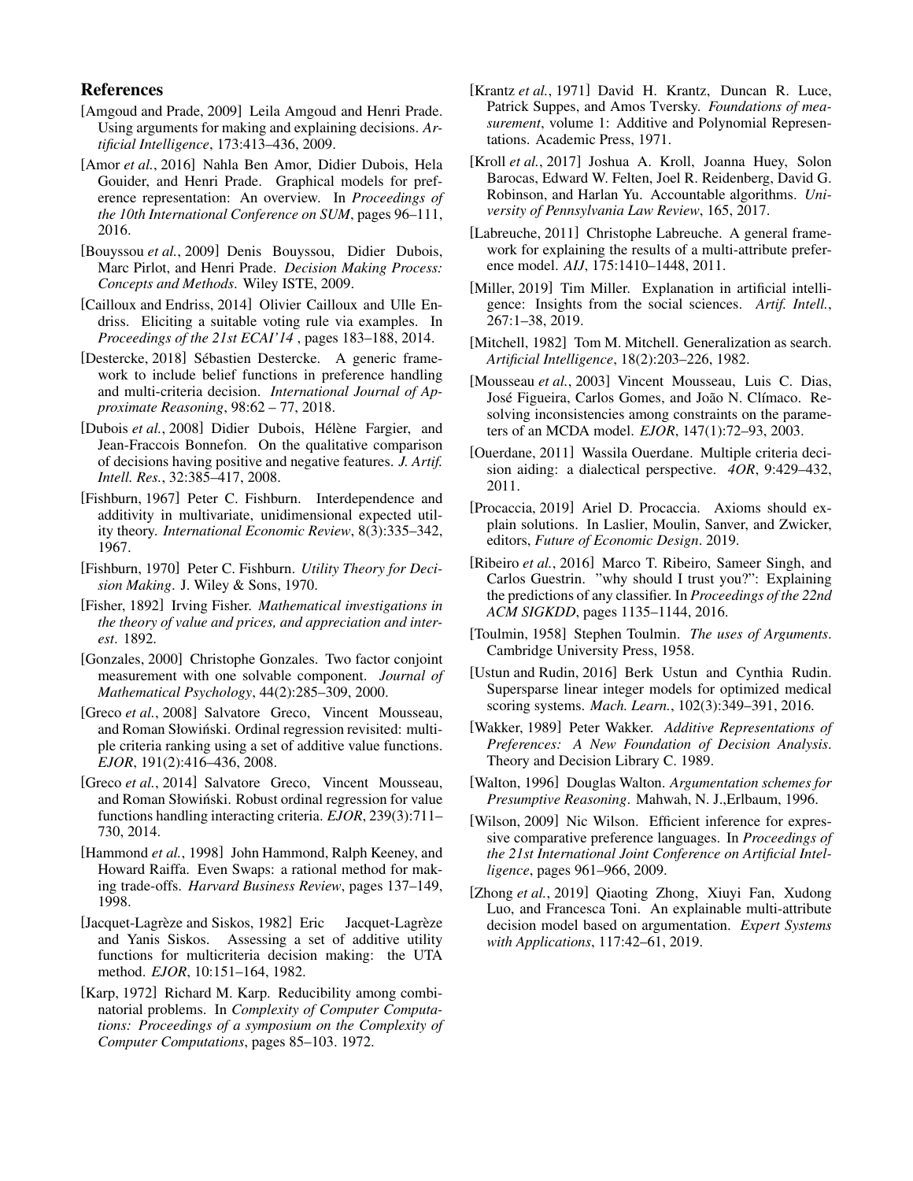## References

[Amgoud and Prade, 2009] Leila Amgoud and Henri Prade. Using arguments for making and explaining decisions. *Artificial Intelligence*, 173:413–436, 2009.

[Amor *et al.*, 2016] Nahla Ben Amor, Didier Dubois, Hela Gouider, and Henri Prade. Graphical models for preference representation: An overview. In *Proceedings of the 10th International Conference on SUM*, pages 96–111, 2016.

[Bouyssou *et al.*, 2009] Denis Bouyssou, Didier Dubois, Marc Pirlot, and Henri Prade. *Decision Making Process: Concepts and Methods*. Wiley ISTE, 2009.

[Cailloux and Endriss, 2014] Olivier Cailloux and Ulle Endriss. Eliciting a suitable voting rule via examples. In *Proceedings of the 21st ECAI'14* , pages 183–188, 2014.

[Destercke, 2018] Sébastien Destercke. A generic framework to include belief functions in preference handling and multi-criteria decision. *International Journal of Approximate Reasoning*, 98:62 – 77, 2018.

[Dubois *et al.*, 2008] Didier Dubois, Hélène Fargier, and Jean-Fraccois Bonnefon. On the qualitative comparison of decisions having positive and negative features. *J. Artif. Intell. Res.*, 32:385–417, 2008.

[Fishburn, 1967] Peter C. Fishburn. Interdependence and additivity in multivariate, unidimensional expected utility theory. *International Economic Review*, 8(3):335–342, 1967.

[Fishburn, 1970] Peter C. Fishburn. *Utility Theory for Decision Making*. J. Wiley & Sons, 1970.

[Fisher, 1892] Irving Fisher. *Mathematical investigations in the theory of value and prices, and appreciation and interest*. 1892.

[Gonzales, 2000] Christophe Gonzales. Two factor conjoint measurement with one solvable component. *Journal of Mathematical Psychology*, 44(2):285–309, 2000.

[Greco *et al.*, 2008] Salvatore Greco, Vincent Mousseau, and Roman Słowiński. Ordinal regression revisited: multiple criteria ranking using a set of additive value functions. *EJOR*, 191(2):416–436, 2008.

[Greco *et al.*, 2014] Salvatore Greco, Vincent Mousseau, and Roman Słowiński. Robust ordinal regression for value functions handling interacting criteria. *EJOR*, 239(3):711–730, 2014.

[Hammond *et al.*, 1998] John Hammond, Ralph Keeney, and Howard Raiffa. Even Swaps: a rational method for making trade-offs. *Harvard Business Review*, pages 137–149, 1998.

[Jacquet-Lagrèze and Siskos, 1982] Eric Jacquet-Lagrèze and Yanis Siskos. Assessing a set of additive utility functions for multicriteria decision making: the UTA method. *EJOR*, 10:151–164, 1982.

[Karp, 1972] Richard M. Karp. Reducibility among combinatorial problems. In *Complexity of Computer Computations: Proceedings of a symposium on the Complexity of Computer Computations*, pages 85–103. 1972.

[Krantz *et al.*, 1971] David H. Krantz, Duncan R. Luce, Patrick Suppes, and Amos Tversky. *Foundations of measurement*, volume 1: Additive and Polynomial Representations. Academic Press, 1971.

[Kroll *et al.*, 2017] Joshua A. Kroll, Joanna Huey, Solon Barocas, Edward W. Felten, Joel R. Reidenberg, David G. Robinson, and Harlan Yu. Accountable algorithms. *University of Pennsylvania Law Review*, 165, 2017.

[Labreuche, 2011] Christophe Labreuche. A general framework for explaining the results of a multi-attribute preference model. *AIJ*, 175:1410–1448, 2011.

[Miller, 2019] Tim Miller. Explanation in artificial intelligence: Insights from the social sciences. *Artif. Intell.*, 267:1–38, 2019.

[Mitchell, 1982] Tom M. Mitchell. Generalization as search. *Artificial Intelligence*, 18(2):203–226, 1982.

[Mousseau *et al.*, 2003] Vincent Mousseau, Luis C. Dias, José Figueira, Carlos Gomes, and João N. Clímaco. Resolving inconsistencies among constraints on the parameters of an MCDA model. *EJOR*, 147(1):72–93, 2003.

[Ouerdane, 2011] Wassila Ouerdane. Multiple criteria decision aiding: a dialectical perspective. *4OR*, 9:429–432, 2011.

[Procaccia, 2019] Ariel D. Procaccia. Axioms should explain solutions. In Laslier, Moulin, Sanver, and Zwicker, editors, *Future of Economic Design*. 2019.

[Ribeiro *et al.*, 2016] Marco T. Ribeiro, Sameer Singh, and Carlos Guestrin. "why should I trust you?": Explaining the predictions of any classifier. In *Proceedings of the 22nd ACM SIGKDD*, pages 1135–1144, 2016.

[Toulmin, 1958] Stephen Toulmin. *The uses of Arguments*. Cambridge University Press, 1958.

[Ustun and Rudin, 2016] Berk Ustun and Cynthia Rudin. Supersparse linear integer models for optimized medical scoring systems. *Mach. Learn.*, 102(3):349–391, 2016.

[Wakker, 1989] Peter Wakker. *Additive Representations of Preferences: A New Foundation of Decision Analysis*. Theory and Decision Library C. 1989.

[Walton, 1996] Douglas Walton. *Argumentation schemes for Presumptive Reasoning*. Mahwah, N. J.,Erlbaum, 1996.

[Wilson, 2009] Nic Wilson. Efficient inference for expressive comparative preference languages. In *Proceedings of the 21st International Joint Conference on Artificial Intelligence*, pages 961–966, 2009.

[Zhong *et al.*, 2019] Qiaoting Zhong, Xiuyi Fan, Xudong Luo, and Francesca Toni. An explainable multi-attribute decision model based on argumentation. *Expert Systems with Applications*, 117:42–61, 2019.